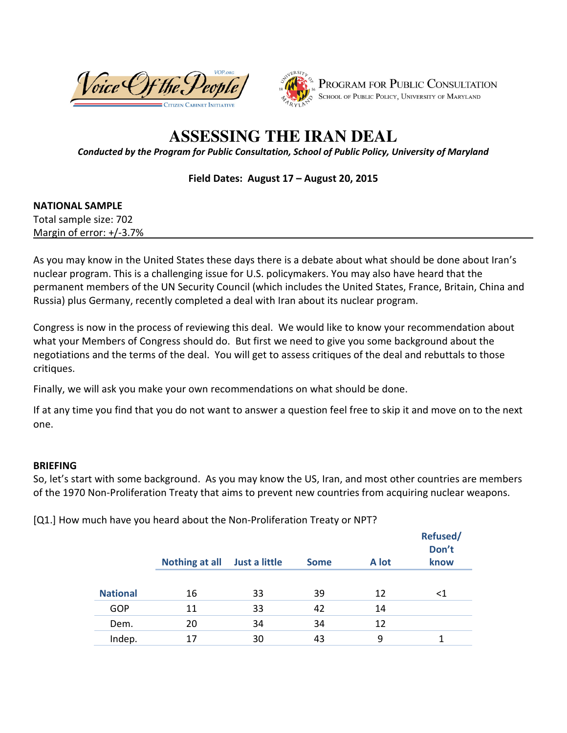Voice Of the People — VOP.ORG — Citizen Cabinet Initiative

Program for Public Consultation — School of Public Policy, University of Maryland

# ASSESSING THE IRAN DEAL

*Conducted by the Program for Public Consultation, School of Public Policy, University of Maryland*

**Field Dates: August 17 – August 20, 2015**

**NATIONAL SAMPLE**
Total sample size: 702
Margin of error: +/-3.7%

As you may know in the United States these days there is a debate about what should be done about Iran's nuclear program. This is a challenging issue for U.S. policymakers. You may also have heard that the permanent members of the UN Security Council (which includes the United States, France, Britain, China and Russia) plus Germany, recently completed a deal with Iran about its nuclear program.

Congress is now in the process of reviewing this deal. We would like to know your recommendation about what your Members of Congress should do. But first we need to give you some background about the negotiations and the terms of the deal. You will get to assess critiques of the deal and rebuttals to those critiques.

Finally, we will ask you make your own recommendations on what should be done.

If at any time you find that you do not want to answer a question feel free to skip it and move on to the next one.

**BRIEFING**
So, let's start with some background. As you may know the US, Iran, and most other countries are members of the 1970 Non-Proliferation Treaty that aims to prevent new countries from acquiring nuclear weapons.

[Q1.] How much have you heard about the Non-Proliferation Treaty or NPT?

| | Nothing at all | Just a little | Some | A lot | Refused/ Don't know |
|---|---|---|---|---|---|
| **National** | 16 | 33 | 39 | 12 | <1 |
| GOP | 11 | 33 | 42 | 14 | |
| Dem. | 20 | 34 | 34 | 12 | |
| Indep. | 17 | 30 | 43 | 9 | 1 |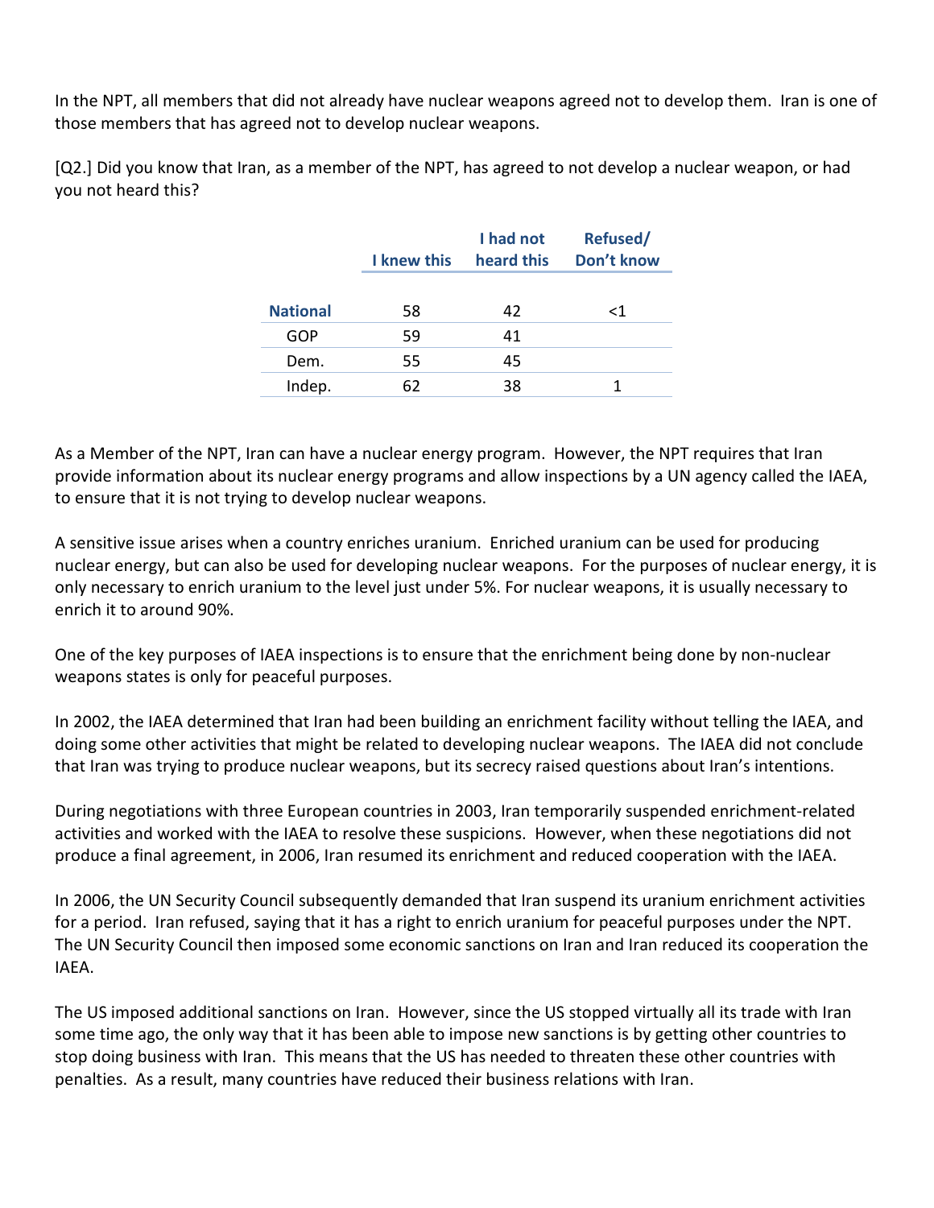In the NPT, all members that did not already have nuclear weapons agreed not to develop them. Iran is one of those members that has agreed not to develop nuclear weapons.

[Q2.] Did you know that Iran, as a member of the NPT, has agreed to not develop a nuclear weapon, or had you not heard this?

| | I knew this | I had not heard this | Refused/ Don't know |
|---|---|---|---|
| **National** | 58 | 42 | <1 |
| GOP | 59 | 41 | |
| Dem. | 55 | 45 | |
| Indep. | 62 | 38 | 1 |

As a Member of the NPT, Iran can have a nuclear energy program. However, the NPT requires that Iran provide information about its nuclear energy programs and allow inspections by a UN agency called the IAEA, to ensure that it is not trying to develop nuclear weapons.

A sensitive issue arises when a country enriches uranium. Enriched uranium can be used for producing nuclear energy, but can also be used for developing nuclear weapons. For the purposes of nuclear energy, it is only necessary to enrich uranium to the level just under 5%. For nuclear weapons, it is usually necessary to enrich it to around 90%.

One of the key purposes of IAEA inspections is to ensure that the enrichment being done by non-nuclear weapons states is only for peaceful purposes.

In 2002, the IAEA determined that Iran had been building an enrichment facility without telling the IAEA, and doing some other activities that might be related to developing nuclear weapons. The IAEA did not conclude that Iran was trying to produce nuclear weapons, but its secrecy raised questions about Iran's intentions.

During negotiations with three European countries in 2003, Iran temporarily suspended enrichment-related activities and worked with the IAEA to resolve these suspicions. However, when these negotiations did not produce a final agreement, in 2006, Iran resumed its enrichment and reduced cooperation with the IAEA.

In 2006, the UN Security Council subsequently demanded that Iran suspend its uranium enrichment activities for a period. Iran refused, saying that it has a right to enrich uranium for peaceful purposes under the NPT. The UN Security Council then imposed some economic sanctions on Iran and Iran reduced its cooperation the IAEA.

The US imposed additional sanctions on Iran. However, since the US stopped virtually all its trade with Iran some time ago, the only way that it has been able to impose new sanctions is by getting other countries to stop doing business with Iran. This means that the US has needed to threaten these other countries with penalties. As a result, many countries have reduced their business relations with Iran.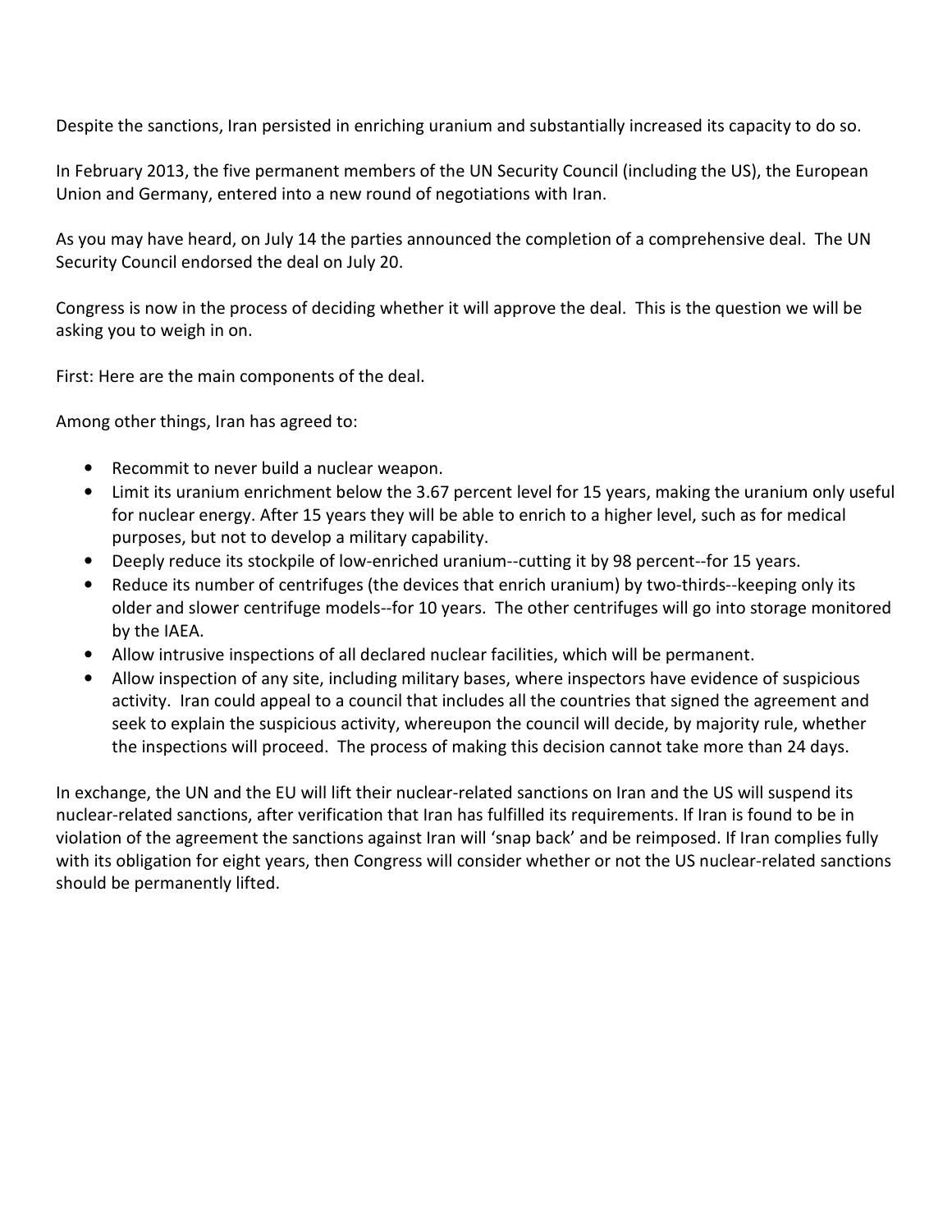Despite the sanctions, Iran persisted in enriching uranium and substantially increased its capacity to do so.

In February 2013, the five permanent members of the UN Security Council (including the US), the European Union and Germany, entered into a new round of negotiations with Iran.

As you may have heard, on July 14 the parties announced the completion of a comprehensive deal. The UN Security Council endorsed the deal on July 20.

Congress is now in the process of deciding whether it will approve the deal. This is the question we will be asking you to weigh in on.

First: Here are the main components of the deal.

Among other things, Iran has agreed to:

- Recommit to never build a nuclear weapon.
- Limit its uranium enrichment below the 3.67 percent level for 15 years, making the uranium only useful for nuclear energy. After 15 years they will be able to enrich to a higher level, such as for medical purposes, but not to develop a military capability.
- Deeply reduce its stockpile of low-enriched uranium--cutting it by 98 percent--for 15 years.
- Reduce its number of centrifuges (the devices that enrich uranium) by two-thirds--keeping only its older and slower centrifuge models--for 10 years. The other centrifuges will go into storage monitored by the IAEA.
- Allow intrusive inspections of all declared nuclear facilities, which will be permanent.
- Allow inspection of any site, including military bases, where inspectors have evidence of suspicious activity. Iran could appeal to a council that includes all the countries that signed the agreement and seek to explain the suspicious activity, whereupon the council will decide, by majority rule, whether the inspections will proceed. The process of making this decision cannot take more than 24 days.

In exchange, the UN and the EU will lift their nuclear-related sanctions on Iran and the US will suspend its nuclear-related sanctions, after verification that Iran has fulfilled its requirements. If Iran is found to be in violation of the agreement the sanctions against Iran will 'snap back' and be reimposed. If Iran complies fully with its obligation for eight years, then Congress will consider whether or not the US nuclear-related sanctions should be permanently lifted.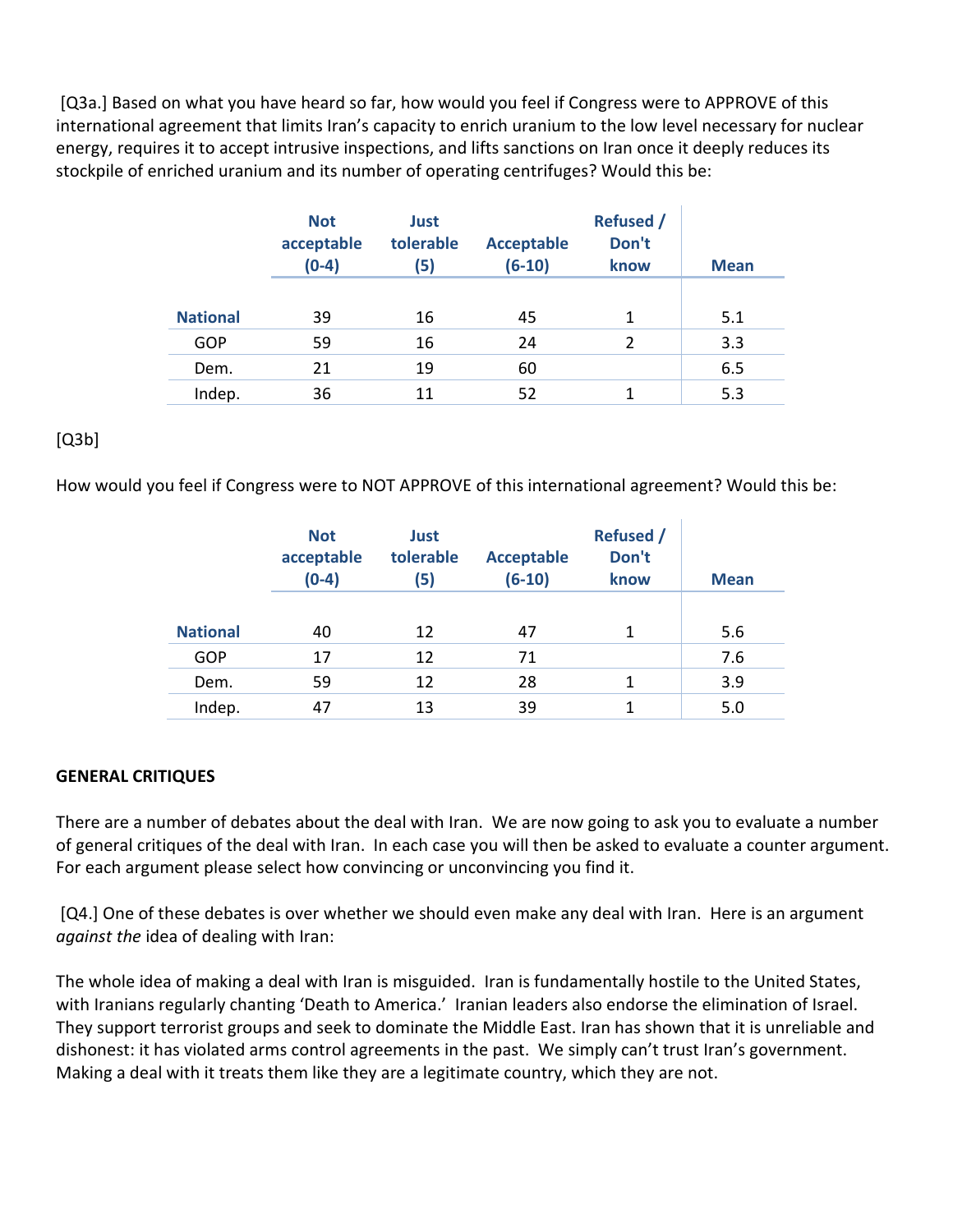[Q3a.] Based on what you have heard so far, how would you feel if Congress were to APPROVE of this international agreement that limits Iran's capacity to enrich uranium to the low level necessary for nuclear energy, requires it to accept intrusive inspections, and lifts sanctions on Iran once it deeply reduces its stockpile of enriched uranium and its number of operating centrifuges? Would this be:

| | Not acceptable (0-4) | Just tolerable (5) | Acceptable (6-10) | Refused / Don't know | Mean |
|---|---|---|---|---|---|
| **National** | 39 | 16 | 45 | 1 | 5.1 |
| GOP | 59 | 16 | 24 | 2 | 3.3 |
| Dem. | 21 | 19 | 60 | | 6.5 |
| Indep. | 36 | 11 | 52 | 1 | 5.3 |

[Q3b]

How would you feel if Congress were to NOT APPROVE of this international agreement? Would this be:

| | Not acceptable (0-4) | Just tolerable (5) | Acceptable (6-10) | Refused / Don't know | Mean |
|---|---|---|---|---|---|
| **National** | 40 | 12 | 47 | 1 | 5.6 |
| GOP | 17 | 12 | 71 | | 7.6 |
| Dem. | 59 | 12 | 28 | 1 | 3.9 |
| Indep. | 47 | 13 | 39 | 1 | 5.0 |

**GENERAL CRITIQUES**

There are a number of debates about the deal with Iran. We are now going to ask you to evaluate a number of general critiques of the deal with Iran. In each case you will then be asked to evaluate a counter argument. For each argument please select how convincing or unconvincing you find it.

[Q4.] One of these debates is over whether we should even make any deal with Iran. Here is an argument *against the* idea of dealing with Iran:

The whole idea of making a deal with Iran is misguided. Iran is fundamentally hostile to the United States, with Iranians regularly chanting 'Death to America.' Iranian leaders also endorse the elimination of Israel. They support terrorist groups and seek to dominate the Middle East. Iran has shown that it is unreliable and dishonest: it has violated arms control agreements in the past. We simply can't trust Iran's government. Making a deal with it treats them like they are a legitimate country, which they are not.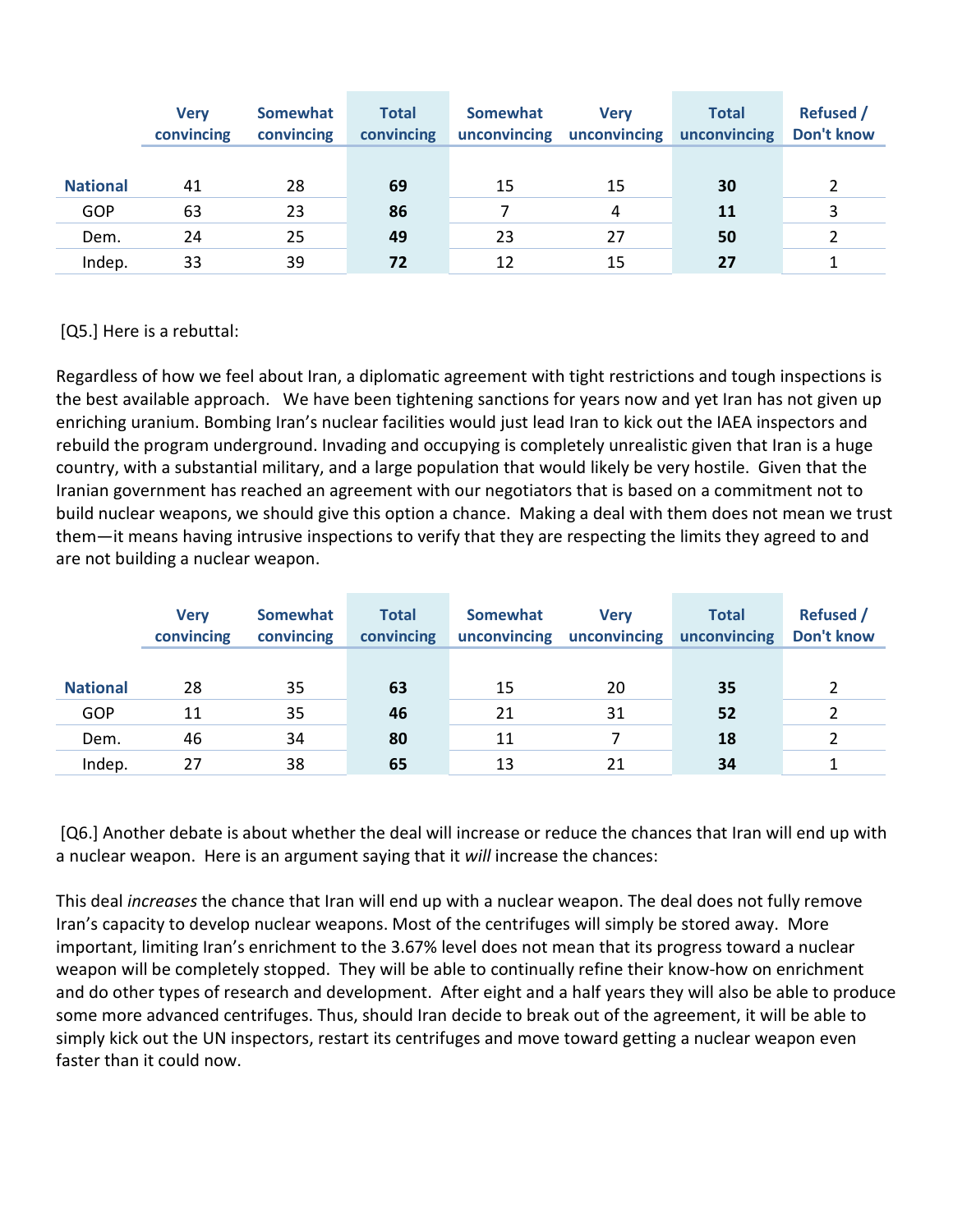| | Very convincing | Somewhat convincing | Total convincing | Somewhat unconvincing | Very unconvincing | Total unconvincing | Refused / Don't know |
|---|---|---|---|---|---|---|---|
| **National** | 41 | 28 | **69** | 15 | 15 | **30** | 2 |
| GOP | 63 | 23 | **86** | 7 | 4 | **11** | 3 |
| Dem. | 24 | 25 | **49** | 23 | 27 | **50** | 2 |
| Indep. | 33 | 39 | **72** | 12 | 15 | **27** | 1 |

[Q5.] Here is a rebuttal:

Regardless of how we feel about Iran, a diplomatic agreement with tight restrictions and tough inspections is the best available approach. We have been tightening sanctions for years now and yet Iran has not given up enriching uranium. Bombing Iran's nuclear facilities would just lead Iran to kick out the IAEA inspectors and rebuild the program underground. Invading and occupying is completely unrealistic given that Iran is a huge country, with a substantial military, and a large population that would likely be very hostile. Given that the Iranian government has reached an agreement with our negotiators that is based on a commitment not to build nuclear weapons, we should give this option a chance. Making a deal with them does not mean we trust them—it means having intrusive inspections to verify that they are respecting the limits they agreed to and are not building a nuclear weapon.

| | Very convincing | Somewhat convincing | Total convincing | Somewhat unconvincing | Very unconvincing | Total unconvincing | Refused / Don't know |
|---|---|---|---|---|---|---|---|
| **National** | 28 | 35 | **63** | 15 | 20 | **35** | 2 |
| GOP | 11 | 35 | **46** | 21 | 31 | **52** | 2 |
| Dem. | 46 | 34 | **80** | 11 | 7 | **18** | 2 |
| Indep. | 27 | 38 | **65** | 13 | 21 | **34** | 1 |

[Q6.] Another debate is about whether the deal will increase or reduce the chances that Iran will end up with a nuclear weapon. Here is an argument saying that it *will* increase the chances:

This deal *increases* the chance that Iran will end up with a nuclear weapon. The deal does not fully remove Iran's capacity to develop nuclear weapons. Most of the centrifuges will simply be stored away. More important, limiting Iran's enrichment to the 3.67% level does not mean that its progress toward a nuclear weapon will be completely stopped. They will be able to continually refine their know-how on enrichment and do other types of research and development. After eight and a half years they will also be able to produce some more advanced centrifuges. Thus, should Iran decide to break out of the agreement, it will be able to simply kick out the UN inspectors, restart its centrifuges and move toward getting a nuclear weapon even faster than it could now.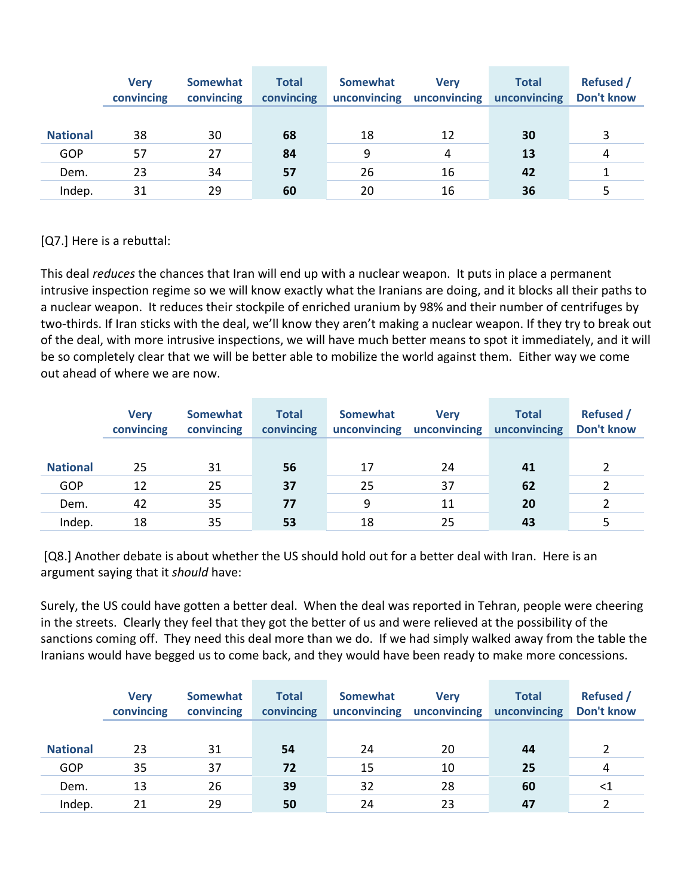| | Very convincing | Somewhat convincing | Total convincing | Somewhat unconvincing | Very unconvincing | Total unconvincing | Refused / Don't know |
|---|---|---|---|---|---|---|---|
| **National** | 38 | 30 | **68** | 18 | 12 | **30** | 3 |
| GOP | 57 | 27 | **84** | 9 | 4 | **13** | 4 |
| Dem. | 23 | 34 | **57** | 26 | 16 | **42** | 1 |
| Indep. | 31 | 29 | **60** | 20 | 16 | **36** | 5 |

[Q7.] Here is a rebuttal:

This deal *reduces* the chances that Iran will end up with a nuclear weapon. It puts in place a permanent intrusive inspection regime so we will know exactly what the Iranians are doing, and it blocks all their paths to a nuclear weapon. It reduces their stockpile of enriched uranium by 98% and their number of centrifuges by two-thirds. If Iran sticks with the deal, we'll know they aren't making a nuclear weapon. If they try to break out of the deal, with more intrusive inspections, we will have much better means to spot it immediately, and it will be so completely clear that we will be better able to mobilize the world against them. Either way we come out ahead of where we are now.

| | Very convincing | Somewhat convincing | Total convincing | Somewhat unconvincing | Very unconvincing | Total unconvincing | Refused / Don't know |
|---|---|---|---|---|---|---|---|
| **National** | 25 | 31 | **56** | 17 | 24 | **41** | 2 |
| GOP | 12 | 25 | **37** | 25 | 37 | **62** | 2 |
| Dem. | 42 | 35 | **77** | 9 | 11 | **20** | 2 |
| Indep. | 18 | 35 | **53** | 18 | 25 | **43** | 5 |

[Q8.] Another debate is about whether the US should hold out for a better deal with Iran. Here is an argument saying that it *should* have:

Surely, the US could have gotten a better deal. When the deal was reported in Tehran, people were cheering in the streets. Clearly they feel that they got the better of us and were relieved at the possibility of the sanctions coming off. They need this deal more than we do. If we had simply walked away from the table the Iranians would have begged us to come back, and they would have been ready to make more concessions.

| | Very convincing | Somewhat convincing | Total convincing | Somewhat unconvincing | Very unconvincing | Total unconvincing | Refused / Don't know |
|---|---|---|---|---|---|---|---|
| **National** | 23 | 31 | **54** | 24 | 20 | **44** | 2 |
| GOP | 35 | 37 | **72** | 15 | 10 | **25** | 4 |
| Dem. | 13 | 26 | **39** | 32 | 28 | **60** | <1 |
| Indep. | 21 | 29 | **50** | 24 | 23 | **47** | 2 |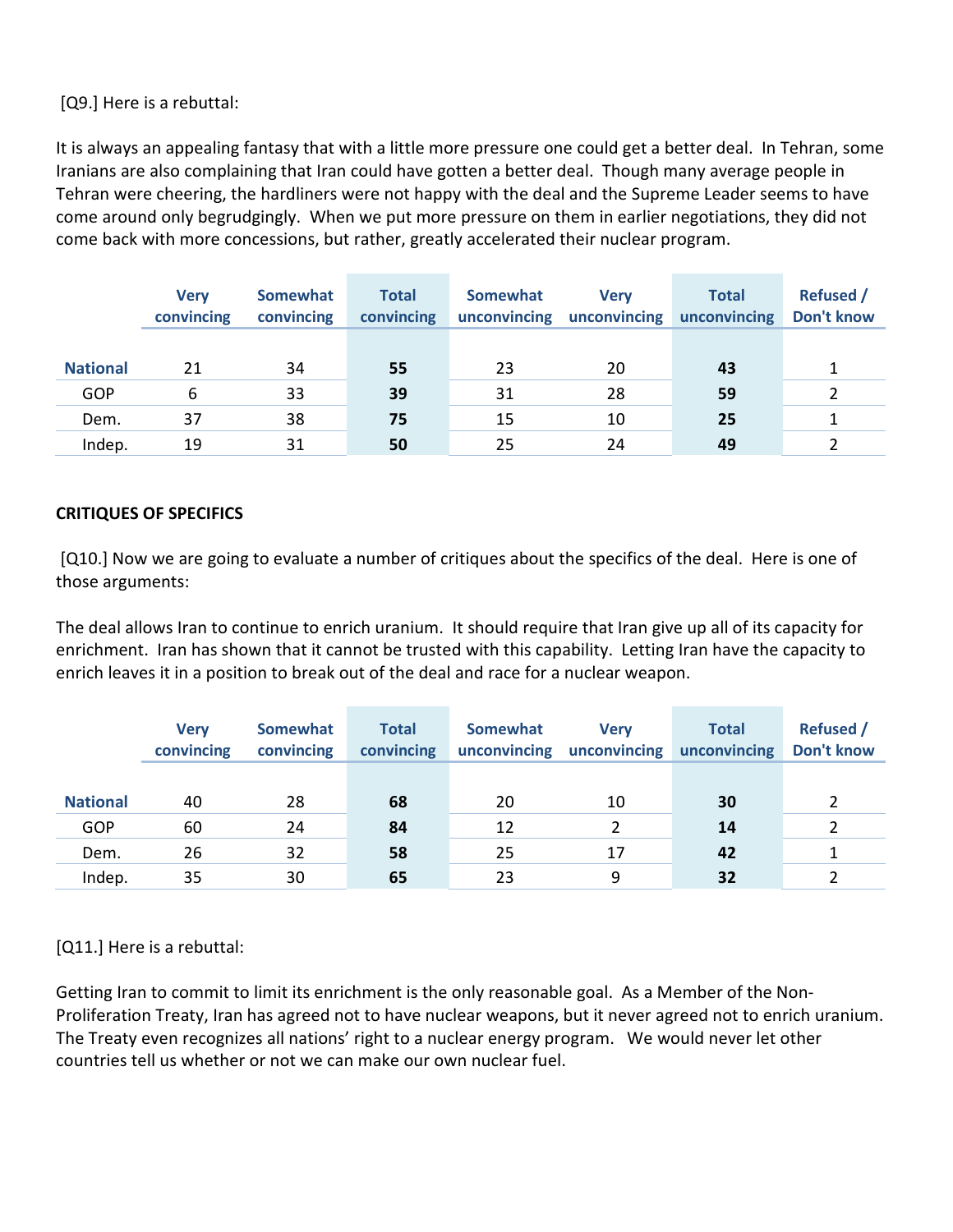[Q9.] Here is a rebuttal:

It is always an appealing fantasy that with a little more pressure one could get a better deal. In Tehran, some Iranians are also complaining that Iran could have gotten a better deal. Though many average people in Tehran were cheering, the hardliners were not happy with the deal and the Supreme Leader seems to have come around only begrudgingly. When we put more pressure on them in earlier negotiations, they did not come back with more concessions, but rather, greatly accelerated their nuclear program.

| | Very convincing | Somewhat convincing | Total convincing | Somewhat unconvincing | Very unconvincing | Total unconvincing | Refused / Don't know |
|---|---|---|---|---|---|---|---|
| **National** | 21 | 34 | **55** | 23 | 20 | **43** | 1 |
| GOP | 6 | 33 | **39** | 31 | 28 | **59** | 2 |
| Dem. | 37 | 38 | **75** | 15 | 10 | **25** | 1 |
| Indep. | 19 | 31 | **50** | 25 | 24 | **49** | 2 |

**CRITIQUES OF SPECIFICS**

[Q10.] Now we are going to evaluate a number of critiques about the specifics of the deal. Here is one of those arguments:

The deal allows Iran to continue to enrich uranium. It should require that Iran give up all of its capacity for enrichment. Iran has shown that it cannot be trusted with this capability. Letting Iran have the capacity to enrich leaves it in a position to break out of the deal and race for a nuclear weapon.

| | Very convincing | Somewhat convincing | Total convincing | Somewhat unconvincing | Very unconvincing | Total unconvincing | Refused / Don't know |
|---|---|---|---|---|---|---|---|
| **National** | 40 | 28 | **68** | 20 | 10 | **30** | 2 |
| GOP | 60 | 24 | **84** | 12 | 2 | **14** | 2 |
| Dem. | 26 | 32 | **58** | 25 | 17 | **42** | 1 |
| Indep. | 35 | 30 | **65** | 23 | 9 | **32** | 2 |

[Q11.] Here is a rebuttal:

Getting Iran to commit to limit its enrichment is the only reasonable goal. As a Member of the Non-Proliferation Treaty, Iran has agreed not to have nuclear weapons, but it never agreed not to enrich uranium. The Treaty even recognizes all nations' right to a nuclear energy program. We would never let other countries tell us whether or not we can make our own nuclear fuel.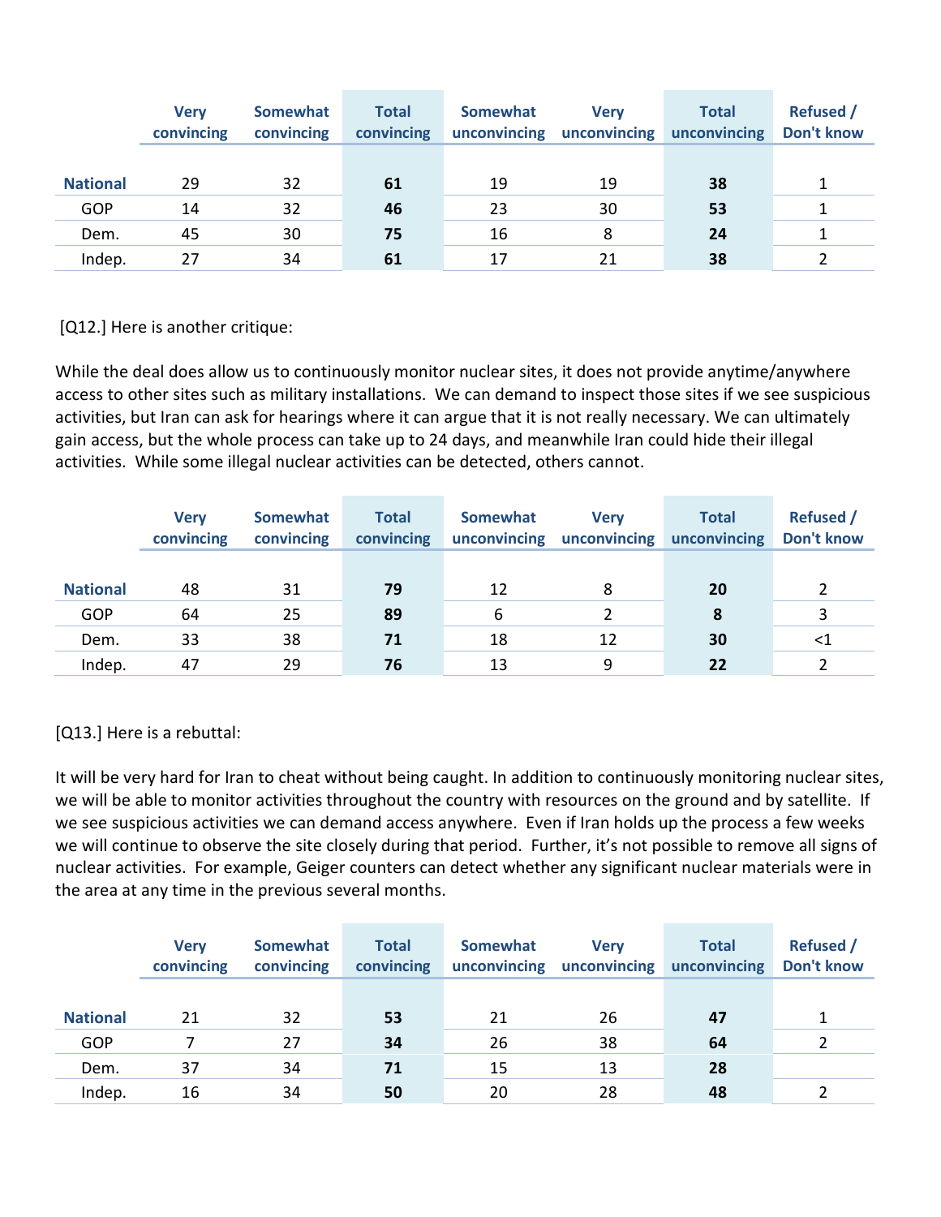| | Very convincing | Somewhat convincing | Total convincing | Somewhat unconvincing | Very unconvincing | Total unconvincing | Refused / Don't know |
|---|---|---|---|---|---|---|---|
| **National** | 29 | 32 | **61** | 19 | 19 | **38** | 1 |
| GOP | 14 | 32 | **46** | 23 | 30 | **53** | 1 |
| Dem. | 45 | 30 | **75** | 16 | 8 | **24** | 1 |
| Indep. | 27 | 34 | **61** | 17 | 21 | **38** | 2 |

[Q12.] Here is another critique:

While the deal does allow us to continuously monitor nuclear sites, it does not provide anytime/anywhere access to other sites such as military installations. We can demand to inspect those sites if we see suspicious activities, but Iran can ask for hearings where it can argue that it is not really necessary. We can ultimately gain access, but the whole process can take up to 24 days, and meanwhile Iran could hide their illegal activities. While some illegal nuclear activities can be detected, others cannot.

| | Very convincing | Somewhat convincing | Total convincing | Somewhat unconvincing | Very unconvincing | Total unconvincing | Refused / Don't know |
|---|---|---|---|---|---|---|---|
| **National** | 48 | 31 | **79** | 12 | 8 | **20** | 2 |
| GOP | 64 | 25 | **89** | 6 | 2 | **8** | 3 |
| Dem. | 33 | 38 | **71** | 18 | 12 | **30** | <1 |
| Indep. | 47 | 29 | **76** | 13 | 9 | **22** | 2 |

[Q13.] Here is a rebuttal:

It will be very hard for Iran to cheat without being caught. In addition to continuously monitoring nuclear sites, we will be able to monitor activities throughout the country with resources on the ground and by satellite. If we see suspicious activities we can demand access anywhere. Even if Iran holds up the process a few weeks we will continue to observe the site closely during that period. Further, it's not possible to remove all signs of nuclear activities. For example, Geiger counters can detect whether any significant nuclear materials were in the area at any time in the previous several months.

| | Very convincing | Somewhat convincing | Total convincing | Somewhat unconvincing | Very unconvincing | Total unconvincing | Refused / Don't know |
|---|---|---|---|---|---|---|---|
| **National** | 21 | 32 | **53** | 21 | 26 | **47** | 1 |
| GOP | 7 | 27 | **34** | 26 | 38 | **64** | 2 |
| Dem. | 37 | 34 | **71** | 15 | 13 | **28** | |
| Indep. | 16 | 34 | **50** | 20 | 28 | **48** | 2 |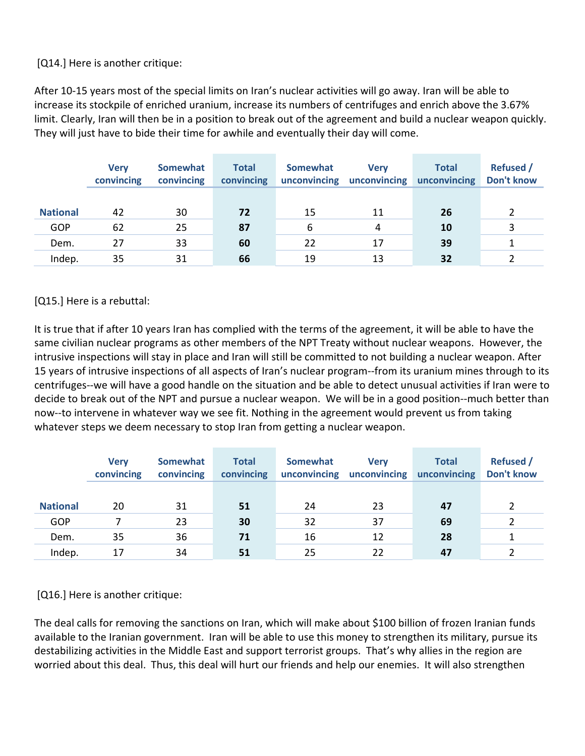[Q14.] Here is another critique:

After 10-15 years most of the special limits on Iran's nuclear activities will go away. Iran will be able to increase its stockpile of enriched uranium, increase its numbers of centrifuges and enrich above the 3.67% limit. Clearly, Iran will then be in a position to break out of the agreement and build a nuclear weapon quickly. They will just have to bide their time for awhile and eventually their day will come.

| | Very convincing | Somewhat convincing | Total convincing | Somewhat unconvincing | Very unconvincing | Total unconvincing | Refused / Don't know |
|---|---|---|---|---|---|---|---|
| **National** | 42 | 30 | **72** | 15 | 11 | **26** | 2 |
| GOP | 62 | 25 | **87** | 6 | 4 | **10** | 3 |
| Dem. | 27 | 33 | **60** | 22 | 17 | **39** | 1 |
| Indep. | 35 | 31 | **66** | 19 | 13 | **32** | 2 |

[Q15.] Here is a rebuttal:

It is true that if after 10 years Iran has complied with the terms of the agreement, it will be able to have the same civilian nuclear programs as other members of the NPT Treaty without nuclear weapons. However, the intrusive inspections will stay in place and Iran will still be committed to not building a nuclear weapon. After 15 years of intrusive inspections of all aspects of Iran's nuclear program--from its uranium mines through to its centrifuges--we will have a good handle on the situation and be able to detect unusual activities if Iran were to decide to break out of the NPT and pursue a nuclear weapon. We will be in a good position--much better than now--to intervene in whatever way we see fit. Nothing in the agreement would prevent us from taking whatever steps we deem necessary to stop Iran from getting a nuclear weapon.

| | Very convincing | Somewhat convincing | Total convincing | Somewhat unconvincing | Very unconvincing | Total unconvincing | Refused / Don't know |
|---|---|---|---|---|---|---|---|
| **National** | 20 | 31 | **51** | 24 | 23 | **47** | 2 |
| GOP | 7 | 23 | **30** | 32 | 37 | **69** | 2 |
| Dem. | 35 | 36 | **71** | 16 | 12 | **28** | 1 |
| Indep. | 17 | 34 | **51** | 25 | 22 | **47** | 2 |

[Q16.] Here is another critique:

The deal calls for removing the sanctions on Iran, which will make about $100 billion of frozen Iranian funds available to the Iranian government. Iran will be able to use this money to strengthen its military, pursue its destabilizing activities in the Middle East and support terrorist groups. That's why allies in the region are worried about this deal. Thus, this deal will hurt our friends and help our enemies. It will also strengthen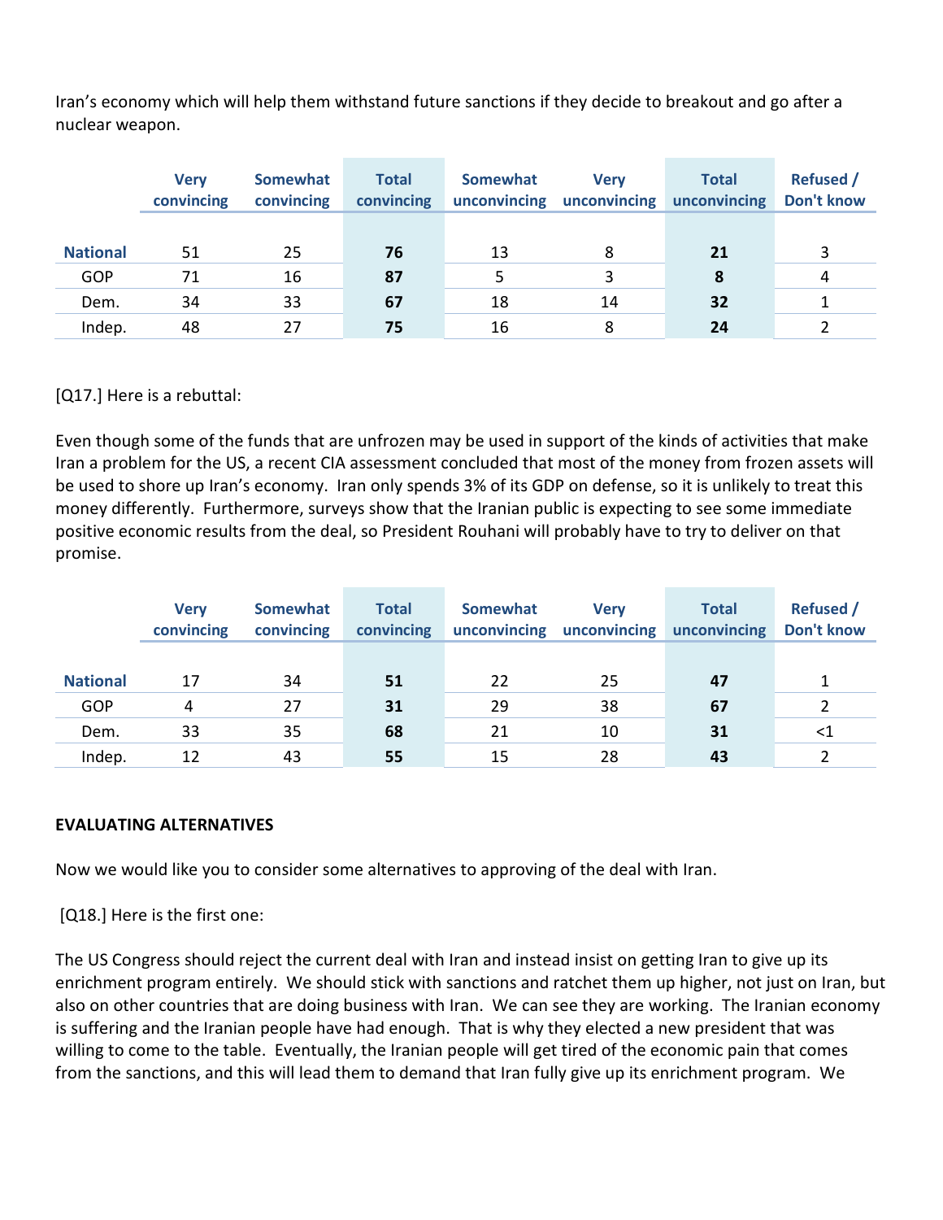Iran's economy which will help them withstand future sanctions if they decide to breakout and go after a nuclear weapon.

| | Very convincing | Somewhat convincing | Total convincing | Somewhat unconvincing | Very unconvincing | Total unconvincing | Refused / Don't know |
|---|---|---|---|---|---|---|---|
| **National** | 51 | 25 | **76** | 13 | 8 | **21** | 3 |
| GOP | 71 | 16 | **87** | 5 | 3 | **8** | 4 |
| Dem. | 34 | 33 | **67** | 18 | 14 | **32** | 1 |
| Indep. | 48 | 27 | **75** | 16 | 8 | **24** | 2 |

[Q17.] Here is a rebuttal:

Even though some of the funds that are unfrozen may be used in support of the kinds of activities that make Iran a problem for the US, a recent CIA assessment concluded that most of the money from frozen assets will be used to shore up Iran's economy. Iran only spends 3% of its GDP on defense, so it is unlikely to treat this money differently. Furthermore, surveys show that the Iranian public is expecting to see some immediate positive economic results from the deal, so President Rouhani will probably have to try to deliver on that promise.

| | Very convincing | Somewhat convincing | Total convincing | Somewhat unconvincing | Very unconvincing | Total unconvincing | Refused / Don't know |
|---|---|---|---|---|---|---|---|
| **National** | 17 | 34 | **51** | 22 | 25 | **47** | 1 |
| GOP | 4 | 27 | **31** | 29 | 38 | **67** | 2 |
| Dem. | 33 | 35 | **68** | 21 | 10 | **31** | <1 |
| Indep. | 12 | 43 | **55** | 15 | 28 | **43** | 2 |

**EVALUATING ALTERNATIVES**

Now we would like you to consider some alternatives to approving of the deal with Iran.

[Q18.] Here is the first one:

The US Congress should reject the current deal with Iran and instead insist on getting Iran to give up its enrichment program entirely. We should stick with sanctions and ratchet them up higher, not just on Iran, but also on other countries that are doing business with Iran. We can see they are working. The Iranian economy is suffering and the Iranian people have had enough. That is why they elected a new president that was willing to come to the table. Eventually, the Iranian people will get tired of the economic pain that comes from the sanctions, and this will lead them to demand that Iran fully give up its enrichment program. We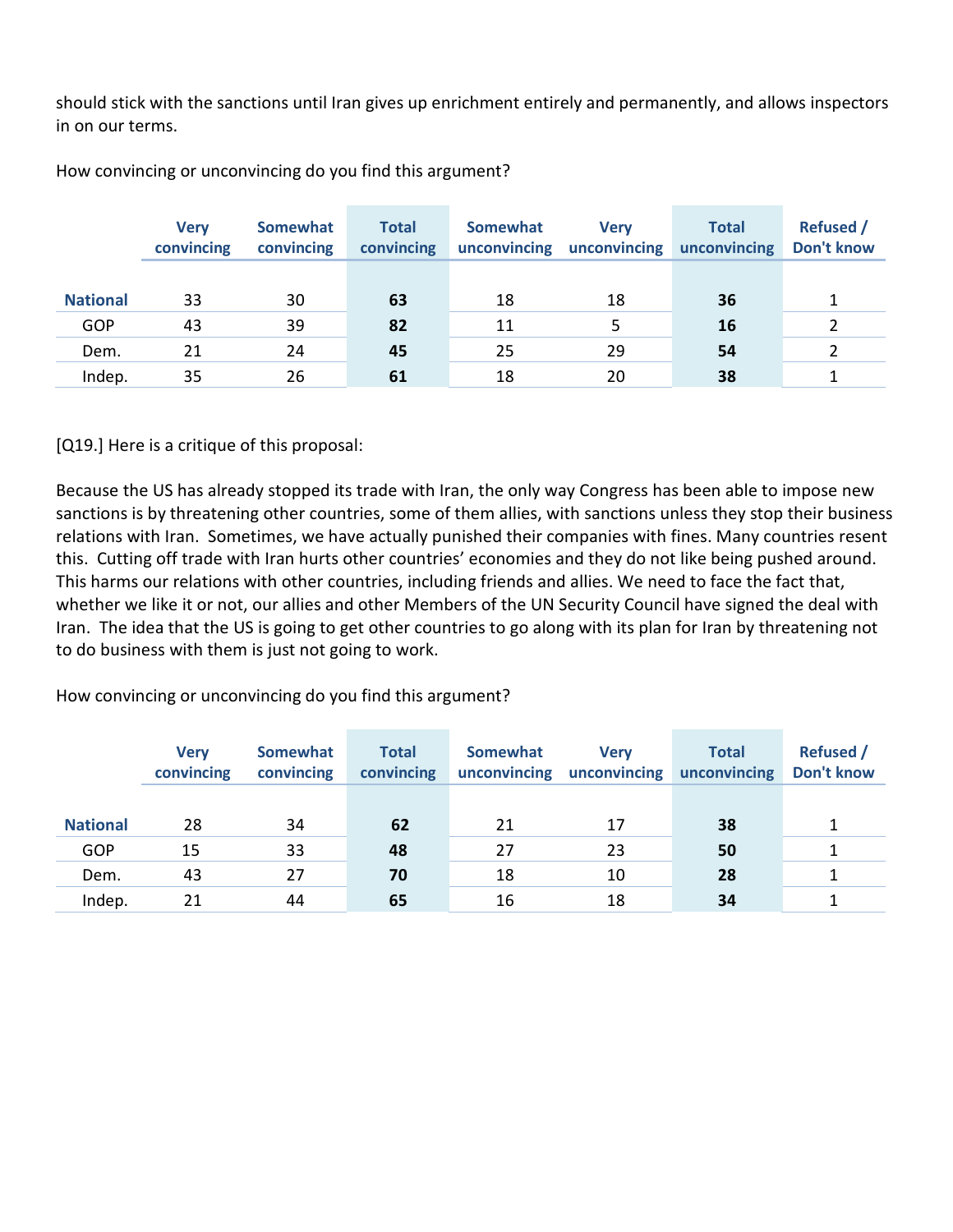should stick with the sanctions until Iran gives up enrichment entirely and permanently, and allows inspectors in on our terms.

How convincing or unconvincing do you find this argument?

| | Very convincing | Somewhat convincing | Total convincing | Somewhat unconvincing | Very unconvincing | Total unconvincing | Refused / Don't know |
|---|---|---|---|---|---|---|---|
| **National** | 33 | 30 | **63** | 18 | 18 | **36** | 1 |
| GOP | 43 | 39 | **82** | 11 | 5 | **16** | 2 |
| Dem. | 21 | 24 | **45** | 25 | 29 | **54** | 2 |
| Indep. | 35 | 26 | **61** | 18 | 20 | **38** | 1 |

[Q19.] Here is a critique of this proposal:

Because the US has already stopped its trade with Iran, the only way Congress has been able to impose new sanctions is by threatening other countries, some of them allies, with sanctions unless they stop their business relations with Iran. Sometimes, we have actually punished their companies with fines. Many countries resent this. Cutting off trade with Iran hurts other countries' economies and they do not like being pushed around. This harms our relations with other countries, including friends and allies. We need to face the fact that, whether we like it or not, our allies and other Members of the UN Security Council have signed the deal with Iran. The idea that the US is going to get other countries to go along with its plan for Iran by threatening not to do business with them is just not going to work.

How convincing or unconvincing do you find this argument?

| | Very convincing | Somewhat convincing | Total convincing | Somewhat unconvincing | Very unconvincing | Total unconvincing | Refused / Don't know |
|---|---|---|---|---|---|---|---|
| **National** | 28 | 34 | **62** | 21 | 17 | **38** | 1 |
| GOP | 15 | 33 | **48** | 27 | 23 | **50** | 1 |
| Dem. | 43 | 27 | **70** | 18 | 10 | **28** | 1 |
| Indep. | 21 | 44 | **65** | 16 | 18 | **34** | 1 |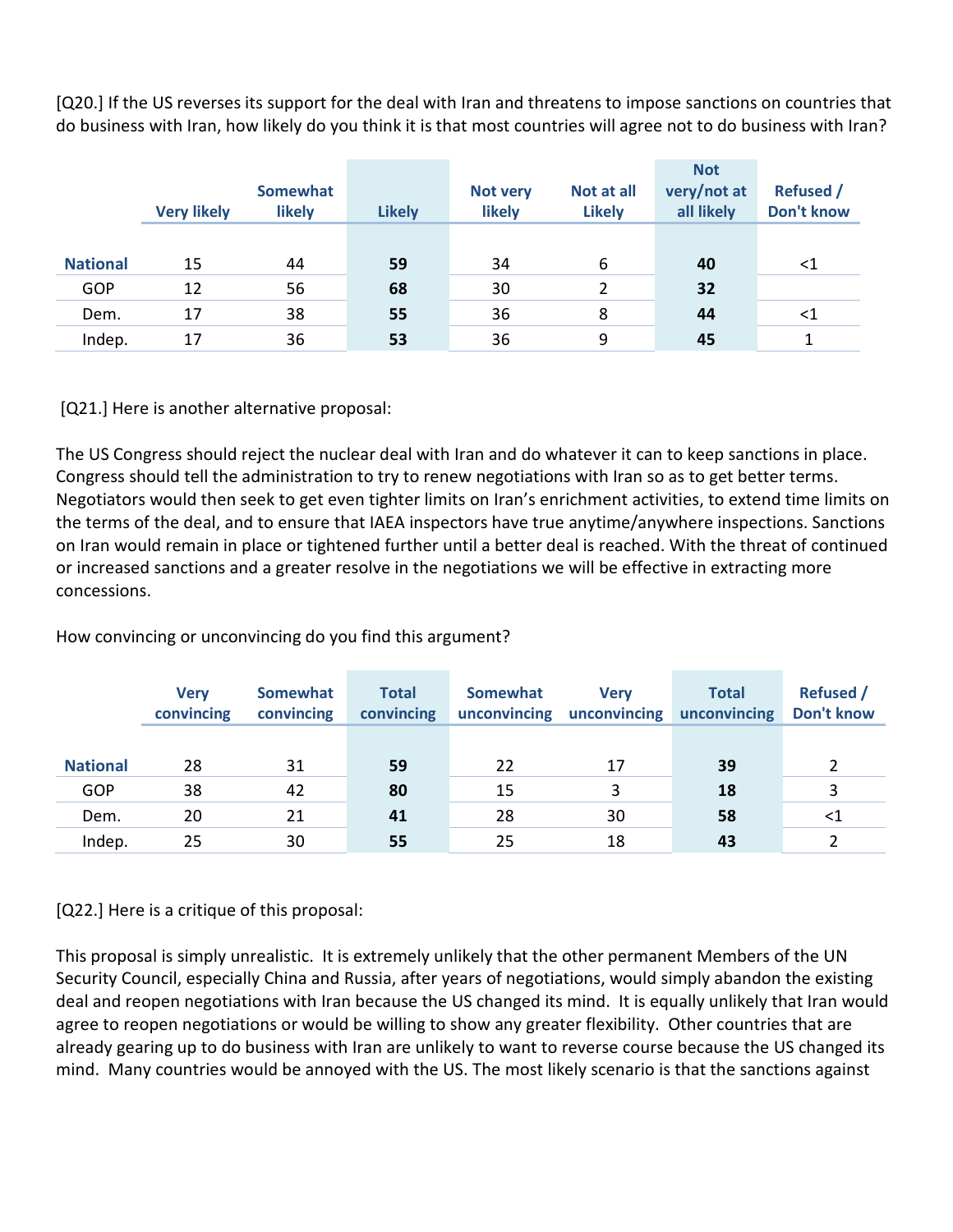[Q20.] If the US reverses its support for the deal with Iran and threatens to impose sanctions on countries that do business with Iran, how likely do you think it is that most countries will agree not to do business with Iran?

| | Very likely | Somewhat likely | Likely | Not very likely | Not at all Likely | Not very/not at all likely | Refused / Don't know |
|---|---|---|---|---|---|---|---|
| **National** | 15 | 44 | **59** | 34 | 6 | **40** | <1 |
| GOP | 12 | 56 | **68** | 30 | 2 | **32** | |
| Dem. | 17 | 38 | **55** | 36 | 8 | **44** | <1 |
| Indep. | 17 | 36 | **53** | 36 | 9 | **45** | 1 |

[Q21.] Here is another alternative proposal:

The US Congress should reject the nuclear deal with Iran and do whatever it can to keep sanctions in place. Congress should tell the administration to try to renew negotiations with Iran so as to get better terms. Negotiators would then seek to get even tighter limits on Iran's enrichment activities, to extend time limits on the terms of the deal, and to ensure that IAEA inspectors have true anytime/anywhere inspections. Sanctions on Iran would remain in place or tightened further until a better deal is reached. With the threat of continued or increased sanctions and a greater resolve in the negotiations we will be effective in extracting more concessions.

How convincing or unconvincing do you find this argument?

| | Very convincing | Somewhat convincing | Total convincing | Somewhat unconvincing | Very unconvincing | Total unconvincing | Refused / Don't know |
|---|---|---|---|---|---|---|---|
| **National** | 28 | 31 | **59** | 22 | 17 | **39** | 2 |
| GOP | 38 | 42 | **80** | 15 | 3 | **18** | 3 |
| Dem. | 20 | 21 | **41** | 28 | 30 | **58** | <1 |
| Indep. | 25 | 30 | **55** | 25 | 18 | **43** | 2 |

[Q22.] Here is a critique of this proposal:

This proposal is simply unrealistic. It is extremely unlikely that the other permanent Members of the UN Security Council, especially China and Russia, after years of negotiations, would simply abandon the existing deal and reopen negotiations with Iran because the US changed its mind. It is equally unlikely that Iran would agree to reopen negotiations or would be willing to show any greater flexibility. Other countries that are already gearing up to do business with Iran are unlikely to want to reverse course because the US changed its mind. Many countries would be annoyed with the US. The most likely scenario is that the sanctions against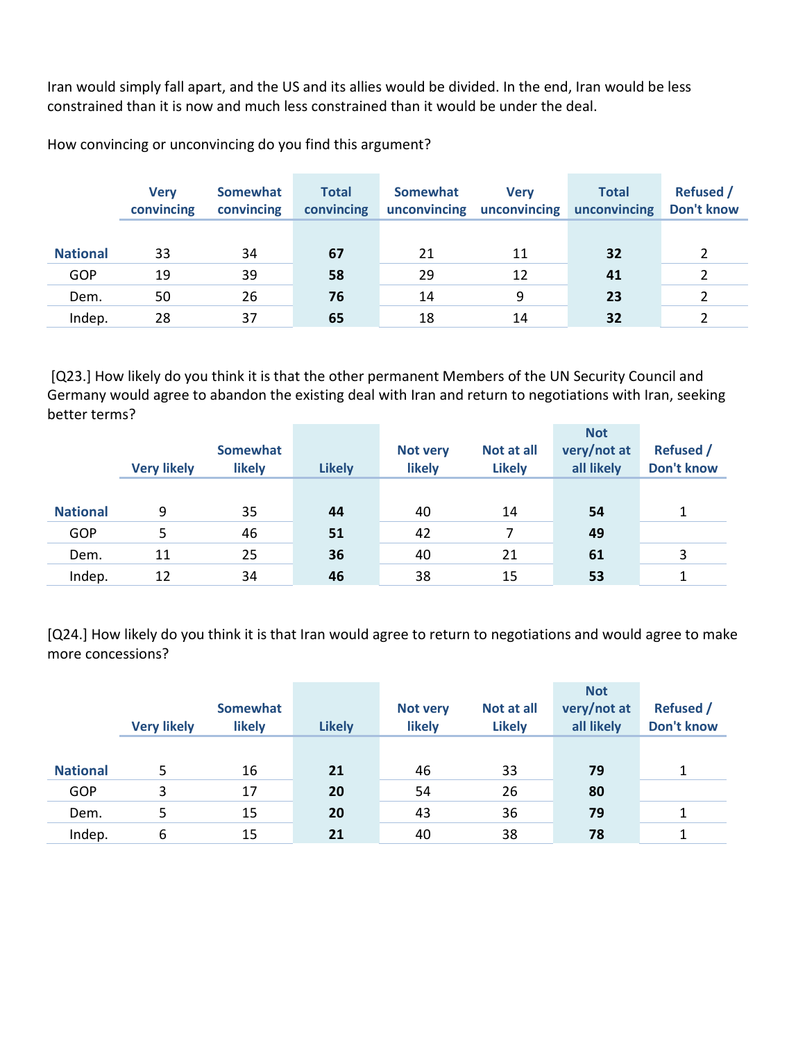Iran would simply fall apart, and the US and its allies would be divided. In the end, Iran would be less constrained than it is now and much less constrained than it would be under the deal.

How convincing or unconvincing do you find this argument?

| | Very convincing | Somewhat convincing | Total convincing | Somewhat unconvincing | Very unconvincing | Total unconvincing | Refused / Don't know |
|---|---|---|---|---|---|---|---|
| **National** | 33 | 34 | **67** | 21 | 11 | **32** | 2 |
| GOP | 19 | 39 | **58** | 29 | 12 | **41** | 2 |
| Dem. | 50 | 26 | **76** | 14 | 9 | **23** | 2 |
| Indep. | 28 | 37 | **65** | 18 | 14 | **32** | 2 |

[Q23.] How likely do you think it is that the other permanent Members of the UN Security Council and Germany would agree to abandon the existing deal with Iran and return to negotiations with Iran, seeking better terms?

| | Very likely | Somewhat likely | Likely | Not very likely | Not at all Likely | Not very/not at all likely | Refused / Don't know |
|---|---|---|---|---|---|---|---|
| **National** | 9 | 35 | **44** | 40 | 14 | **54** | 1 |
| GOP | 5 | 46 | **51** | 42 | 7 | **49** | |
| Dem. | 11 | 25 | **36** | 40 | 21 | **61** | 3 |
| Indep. | 12 | 34 | **46** | 38 | 15 | **53** | 1 |

[Q24.] How likely do you think it is that Iran would agree to return to negotiations and would agree to make more concessions?

| | Very likely | Somewhat likely | Likely | Not very likely | Not at all Likely | Not very/not at all likely | Refused / Don't know |
|---|---|---|---|---|---|---|---|
| **National** | 5 | 16 | **21** | 46 | 33 | **79** | 1 |
| GOP | 3 | 17 | **20** | 54 | 26 | **80** | |
| Dem. | 5 | 15 | **20** | 43 | 36 | **79** | 1 |
| Indep. | 6 | 15 | **21** | 40 | 38 | **78** | 1 |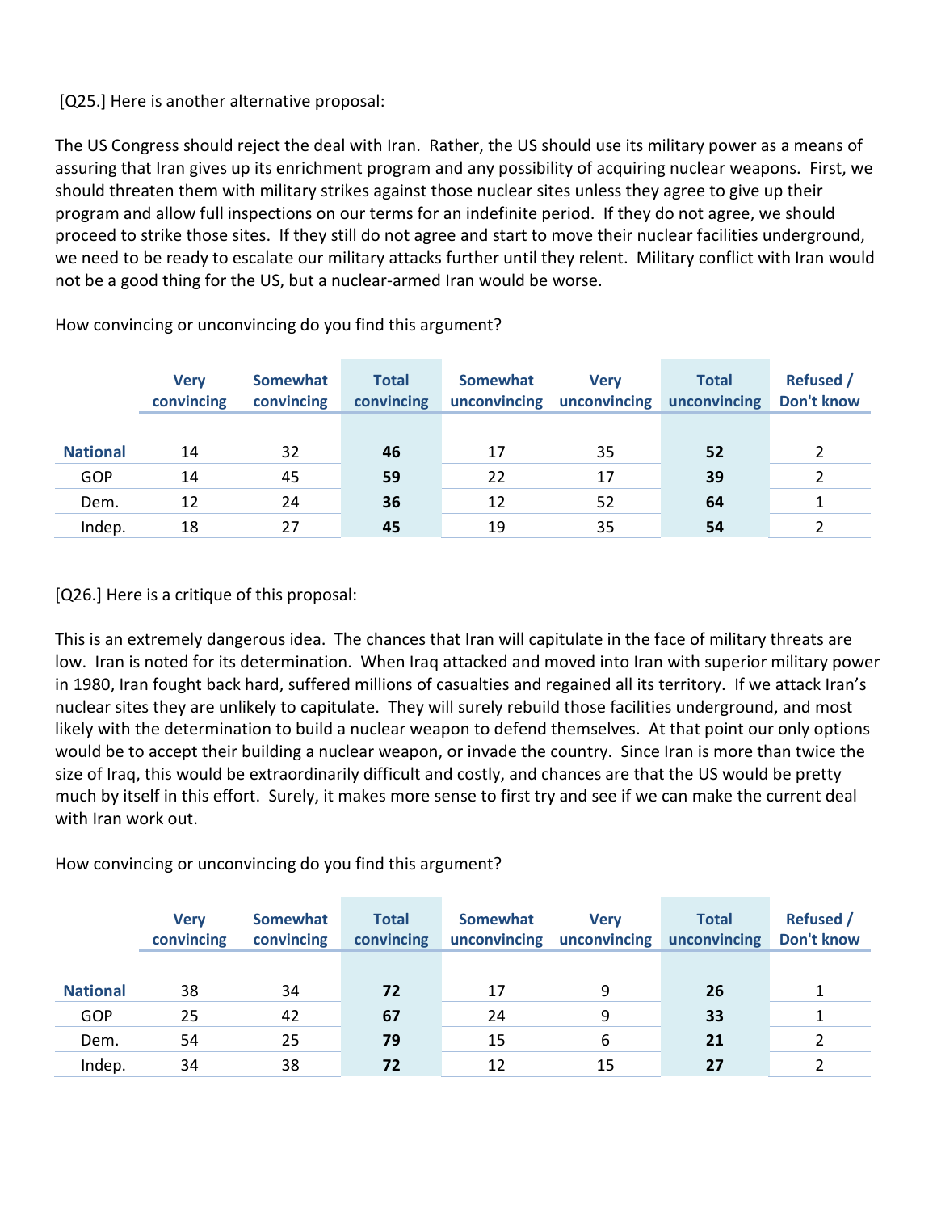[Q25.] Here is another alternative proposal:

The US Congress should reject the deal with Iran. Rather, the US should use its military power as a means of assuring that Iran gives up its enrichment program and any possibility of acquiring nuclear weapons. First, we should threaten them with military strikes against those nuclear sites unless they agree to give up their program and allow full inspections on our terms for an indefinite period. If they do not agree, we should proceed to strike those sites. If they still do not agree and start to move their nuclear facilities underground, we need to be ready to escalate our military attacks further until they relent. Military conflict with Iran would not be a good thing for the US, but a nuclear-armed Iran would be worse.

How convincing or unconvincing do you find this argument?

| | Very convincing | Somewhat convincing | Total convincing | Somewhat unconvincing | Very unconvincing | Total unconvincing | Refused / Don't know |
|---|---|---|---|---|---|---|---|
| **National** | 14 | 32 | **46** | 17 | 35 | **52** | 2 |
| GOP | 14 | 45 | **59** | 22 | 17 | **39** | 2 |
| Dem. | 12 | 24 | **36** | 12 | 52 | **64** | 1 |
| Indep. | 18 | 27 | **45** | 19 | 35 | **54** | 2 |

[Q26.] Here is a critique of this proposal:

This is an extremely dangerous idea. The chances that Iran will capitulate in the face of military threats are low. Iran is noted for its determination. When Iraq attacked and moved into Iran with superior military power in 1980, Iran fought back hard, suffered millions of casualties and regained all its territory. If we attack Iran's nuclear sites they are unlikely to capitulate. They will surely rebuild those facilities underground, and most likely with the determination to build a nuclear weapon to defend themselves. At that point our only options would be to accept their building a nuclear weapon, or invade the country. Since Iran is more than twice the size of Iraq, this would be extraordinarily difficult and costly, and chances are that the US would be pretty much by itself in this effort. Surely, it makes more sense to first try and see if we can make the current deal with Iran work out.

How convincing or unconvincing do you find this argument?

| | Very convincing | Somewhat convincing | Total convincing | Somewhat unconvincing | Very unconvincing | Total unconvincing | Refused / Don't know |
|---|---|---|---|---|---|---|---|
| **National** | 38 | 34 | **72** | 17 | 9 | **26** | 1 |
| GOP | 25 | 42 | **67** | 24 | 9 | **33** | 1 |
| Dem. | 54 | 25 | **79** | 15 | 6 | **21** | 2 |
| Indep. | 34 | 38 | **72** | 12 | 15 | **27** | 2 |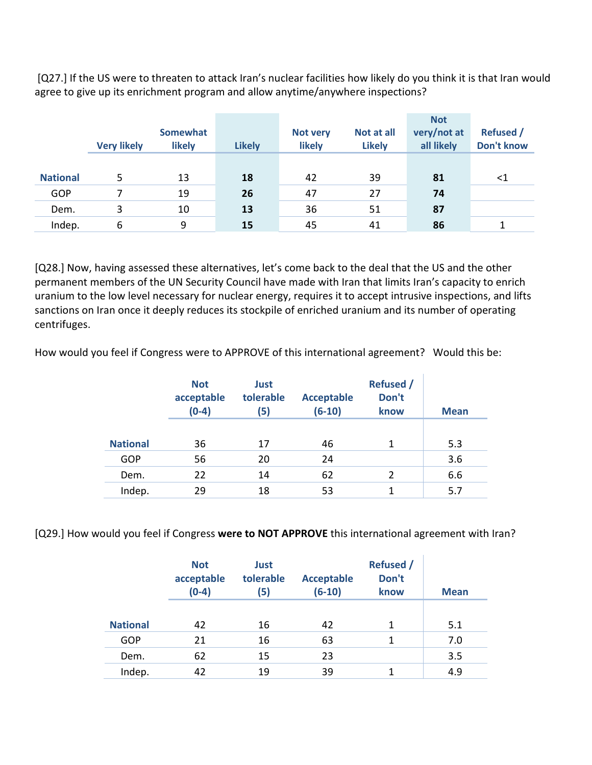[Q27.] If the US were to threaten to attack Iran's nuclear facilities how likely do you think it is that Iran would agree to give up its enrichment program and allow anytime/anywhere inspections?

| | Very likely | Somewhat likely | Likely | Not very likely | Not at all Likely | Not very/not at all likely | Refused / Don't know |
|---|---|---|---|---|---|---|---|
| **National** | 5 | 13 | **18** | 42 | 39 | **81** | <1 |
| GOP | 7 | 19 | **26** | 47 | 27 | **74** | |
| Dem. | 3 | 10 | **13** | 36 | 51 | **87** | |
| Indep. | 6 | 9 | **15** | 45 | 41 | **86** | 1 |

[Q28.] Now, having assessed these alternatives, let's come back to the deal that the US and the other permanent members of the UN Security Council have made with Iran that limits Iran's capacity to enrich uranium to the low level necessary for nuclear energy, requires it to accept intrusive inspections, and lifts sanctions on Iran once it deeply reduces its stockpile of enriched uranium and its number of operating centrifuges.

How would you feel if Congress were to APPROVE of this international agreement? Would this be:

| | Not acceptable (0-4) | Just tolerable (5) | Acceptable (6-10) | Refused / Don't know | Mean |
|---|---|---|---|---|---|
| **National** | 36 | 17 | 46 | 1 | 5.3 |
| GOP | 56 | 20 | 24 | | 3.6 |
| Dem. | 22 | 14 | 62 | 2 | 6.6 |
| Indep. | 29 | 18 | 53 | 1 | 5.7 |

[Q29.] How would you feel if Congress **were to NOT APPROVE** this international agreement with Iran?

| | Not acceptable (0-4) | Just tolerable (5) | Acceptable (6-10) | Refused / Don't know | Mean |
|---|---|---|---|---|---|
| **National** | 42 | 16 | 42 | 1 | 5.1 |
| GOP | 21 | 16 | 63 | 1 | 7.0 |
| Dem. | 62 | 15 | 23 | | 3.5 |
| Indep. | 42 | 19 | 39 | 1 | 4.9 |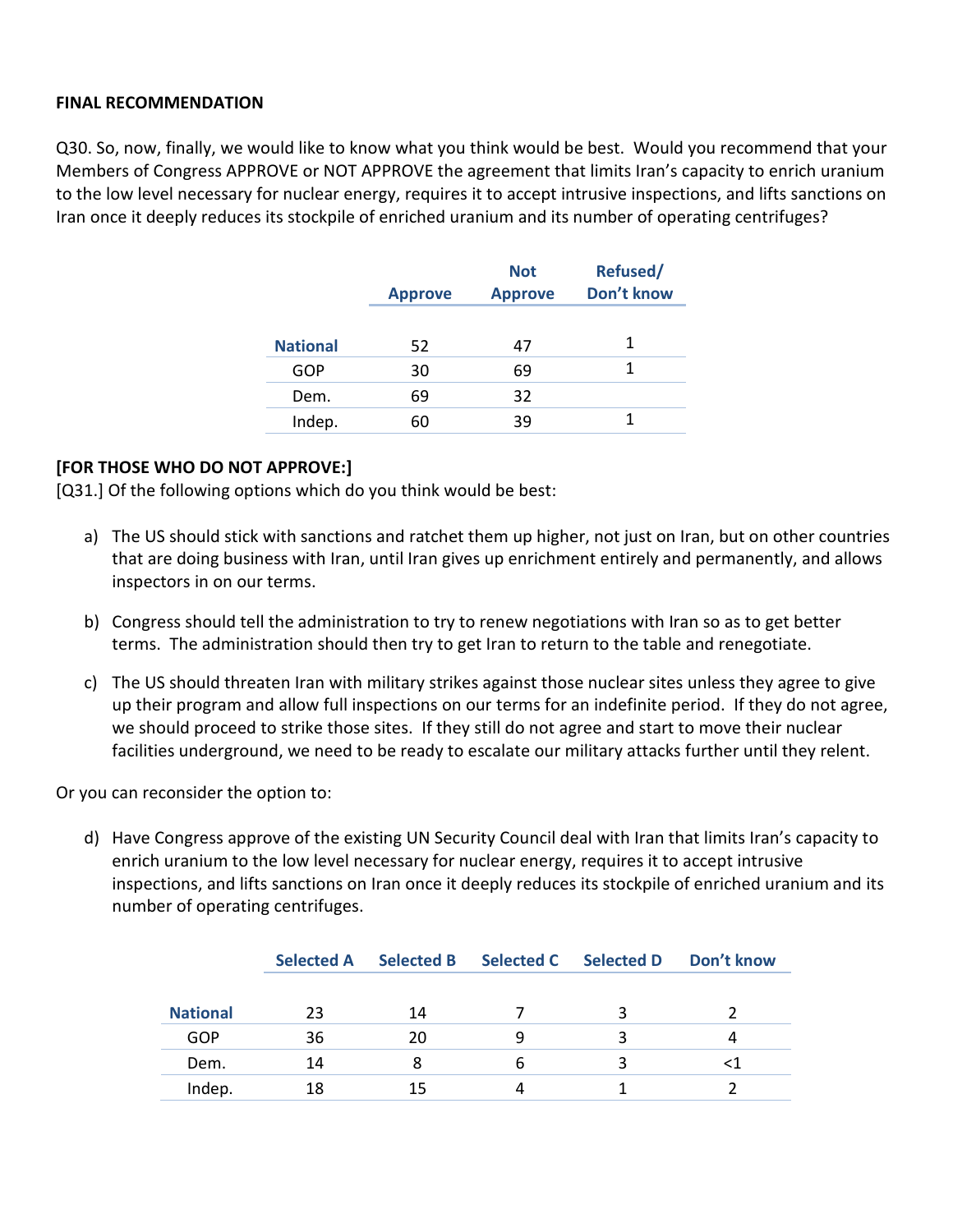**FINAL RECOMMENDATION**

Q30. So, now, finally, we would like to know what you think would be best. Would you recommend that your Members of Congress APPROVE or NOT APPROVE the agreement that limits Iran's capacity to enrich uranium to the low level necessary for nuclear energy, requires it to accept intrusive inspections, and lifts sanctions on Iran once it deeply reduces its stockpile of enriched uranium and its number of operating centrifuges?

| | Approve | Not Approve | Refused/ Don't know |
|---|---|---|---|
| **National** | 52 | 47 | 1 |
| GOP | 30 | 69 | 1 |
| Dem. | 69 | 32 | |
| Indep. | 60 | 39 | 1 |

**[FOR THOSE WHO DO NOT APPROVE:]**

[Q31.] Of the following options which do you think would be best:

a) The US should stick with sanctions and ratchet them up higher, not just on Iran, but on other countries that are doing business with Iran, until Iran gives up enrichment entirely and permanently, and allows inspectors in on our terms.

b) Congress should tell the administration to try to renew negotiations with Iran so as to get better terms. The administration should then try to get Iran to return to the table and renegotiate.

c) The US should threaten Iran with military strikes against those nuclear sites unless they agree to give up their program and allow full inspections on our terms for an indefinite period. If they do not agree, we should proceed to strike those sites. If they still do not agree and start to move their nuclear facilities underground, we need to be ready to escalate our military attacks further until they relent.

Or you can reconsider the option to:

d) Have Congress approve of the existing UN Security Council deal with Iran that limits Iran's capacity to enrich uranium to the low level necessary for nuclear energy, requires it to accept intrusive inspections, and lifts sanctions on Iran once it deeply reduces its stockpile of enriched uranium and its number of operating centrifuges.

| | Selected A | Selected B | Selected C | Selected D | Don't know |
|---|---|---|---|---|---|
| **National** | 23 | 14 | 7 | 3 | 2 |
| GOP | 36 | 20 | 9 | 3 | 4 |
| Dem. | 14 | 8 | 6 | 3 | <1 |
| Indep. | 18 | 15 | 4 | 1 | 2 |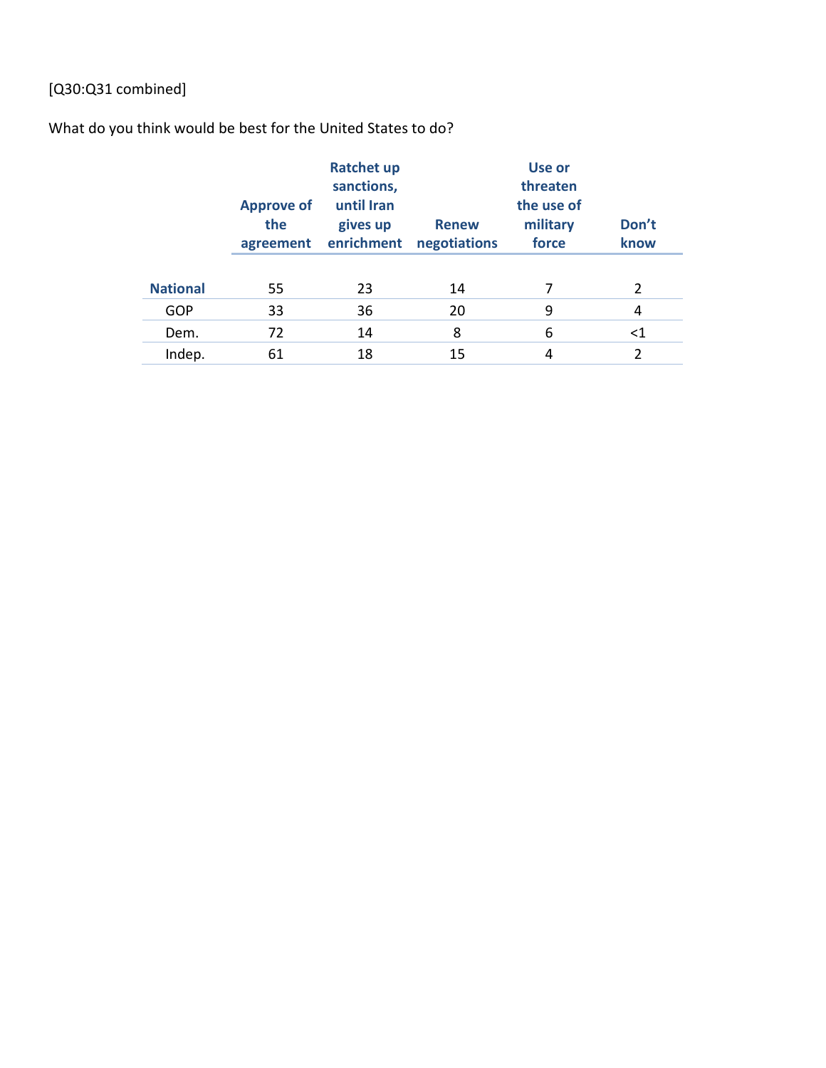[Q30:Q31 combined]

What do you think would be best for the United States to do?

| | Approve of the agreement | Ratchet up sanctions, until Iran gives up enrichment | Renew negotiations | Use or threaten the use of military force | Don't know |
|---|---|---|---|---|---|
| **National** | 55 | 23 | 14 | 7 | 2 |
| GOP | 33 | 36 | 20 | 9 | 4 |
| Dem. | 72 | 14 | 8 | 6 | <1 |
| Indep. | 61 | 18 | 15 | 4 | 2 |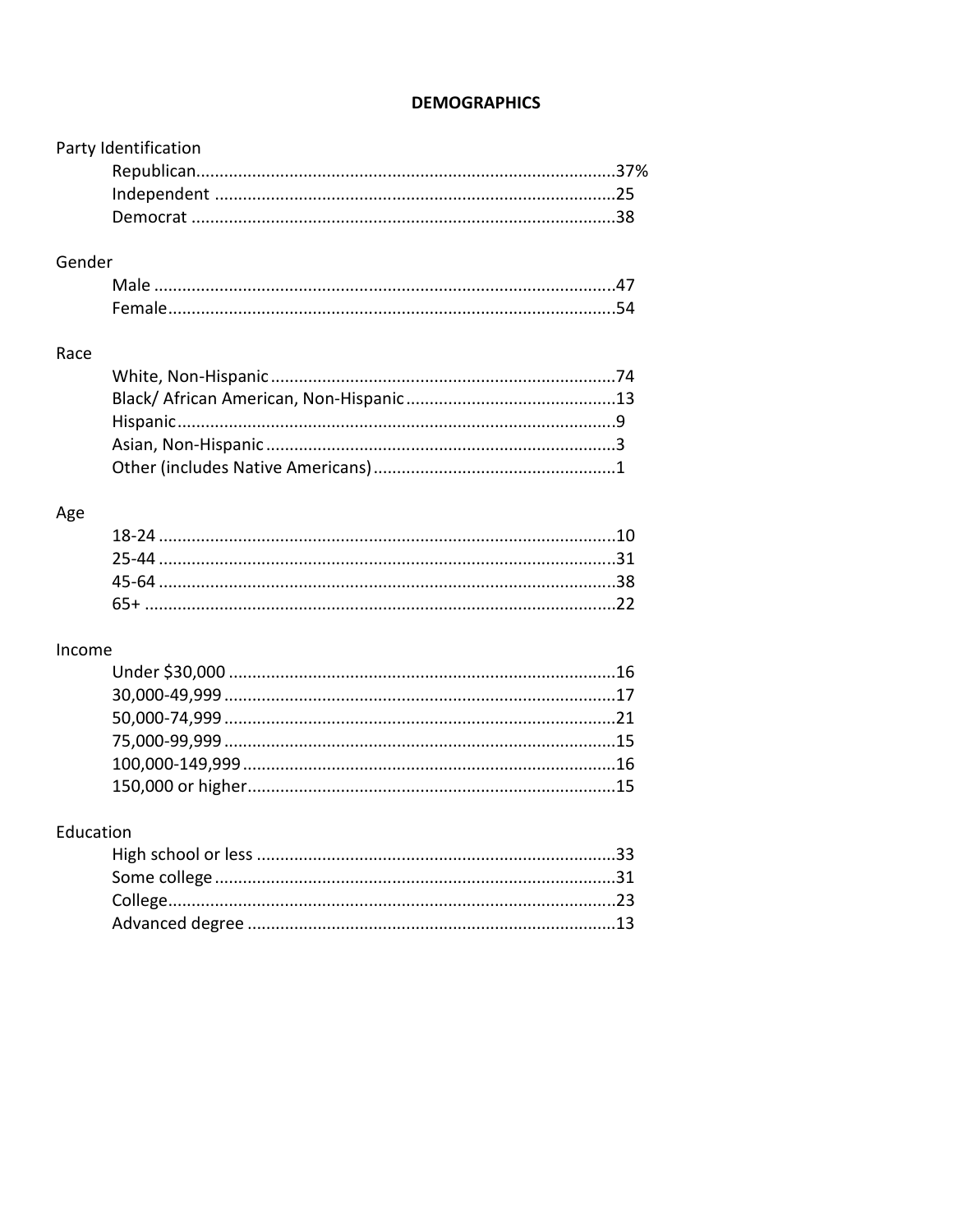**DEMOGRAPHICS**

Party Identification

| | |
|---|---|
| Republican | 37% |
| Independent | 25 |
| Democrat | 38 |

Gender

| | |
|---|---|
| Male | 47 |
| Female | 54 |

Race

| | |
|---|---|
| White, Non-Hispanic | 74 |
| Black/ African American, Non-Hispanic | 13 |
| Hispanic | 9 |
| Asian, Non-Hispanic | 3 |
| Other (includes Native Americans) | 1 |

Age

| | |
|---|---|
| 18-24 | 10 |
| 25-44 | 31 |
| 45-64 | 38 |
| 65+ | 22 |

Income

| | |
|---|---|
| Under $30,000 | 16 |
| 30,000-49,999 | 17 |
| 50,000-74,999 | 21 |
| 75,000-99,999 | 15 |
| 100,000-149,999 | 16 |
| 150,000 or higher | 15 |

Education

| | |
|---|---|
| High school or less | 33 |
| Some college | 31 |
| College | 23 |
| Advanced degree | 13 |